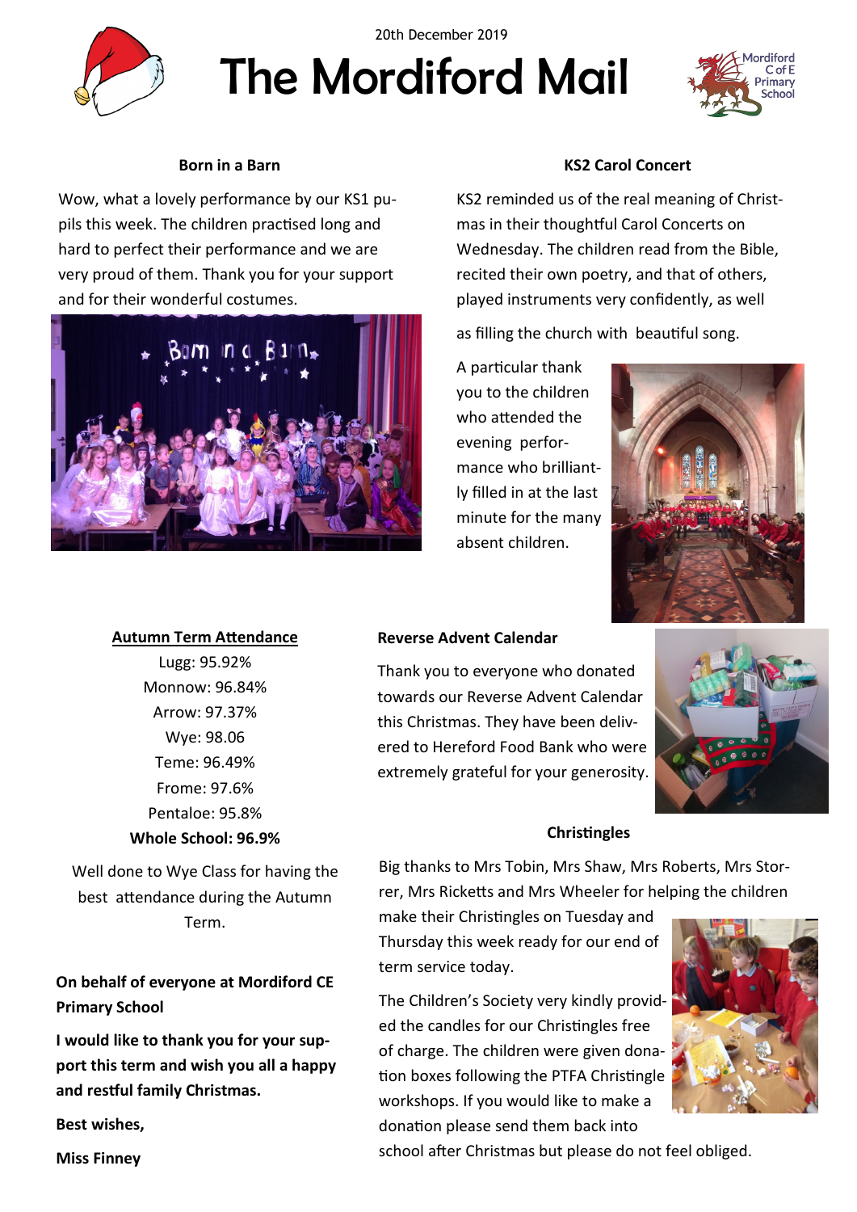20th December 2019

# The Mordiford Mail

Mordiford C of E Primary School

### Born in a Barn

Wow, what a lovely performance by our KS1 pupils this week. The children practised long and hard to perfect their performance and we are very proud of them. Thank you for your support and for their wonderful costumes.

### KS2 Carol Concert

KS2 reminded us of the real meaning of Christmas in their thoughtful Carol Concerts on Wednesday. The children read from the Bible, recited their own poetry, and that of others, played instruments very confidently, as well as filling the church with beautiful song.

A particular thank you to the children who attended the evening performance who brilliantly filled in at the last minute for the many absent children.

### Autumn Term Attendance

Lugg: 95.92%
Monnow: 96.84%
Arrow: 97.37%
Wye: 98.06
Teme: 96.49%
Frome: 97.6%
Pentaloe: 95.8%
**Whole School: 96.9%**

Well done to Wye Class for having the best attendance during the Autumn Term.

### Reverse Advent Calendar

Thank you to everyone who donated towards our Reverse Advent Calendar this Christmas. They have been delivered to Hereford Food Bank who were extremely grateful for your generosity.

### Christingles

Big thanks to Mrs Tobin, Mrs Shaw, Mrs Roberts, Mrs Storrer, Mrs Ricketts and Mrs Wheeler for helping the children make their Christingles on Tuesday and Thursday this week ready for our end of term service today.

The Children's Society very kindly provided the candles for our Christingles free of charge. The children were given donation boxes following the PTFA Christingle workshops. If you would like to make a donation please send them back into school after Christmas but please do not feel obliged.

**On behalf of everyone at Mordiford CE Primary School**

**I would like to thank you for your support this term and wish you all a happy and restful family Christmas.**

**Best wishes,**

**Miss Finney**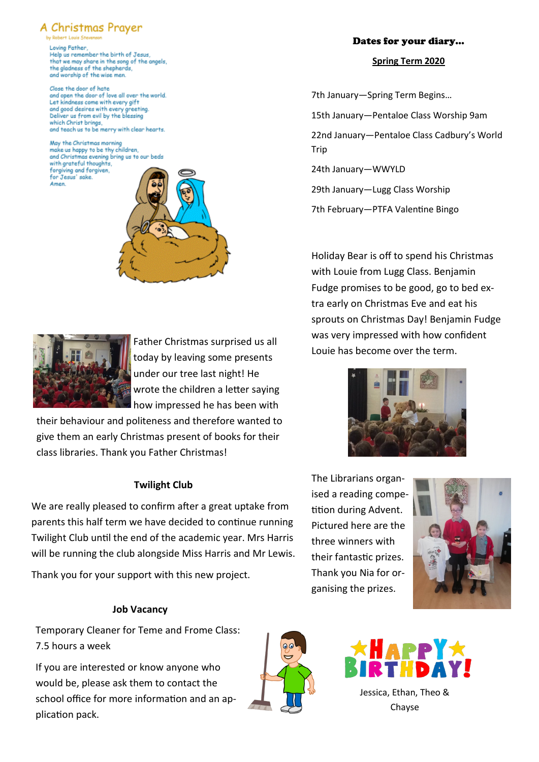## A Christmas Prayer

by Robert Louis Stevenson

Loving Father,
Help us remember the birth of Jesus,
that we may share in the song of the angels,
the gladness of the shepherds,
and worship of the wise men.

Close the door of hate
and open the door of love all over the world.
Let kindness come with every gift
and good desires with every greeting.
Deliver us from evil by the blessing
which Christ brings,
and teach us to be merry with clear hearts.

May the Christmas morning
make us happy to be thy children,
and Christmas evening bring us to our beds
with grateful thoughts,
forgiving and forgiven,
for Jesus' sake.
Amen.

Father Christmas surprised us all today by leaving some presents under our tree last night! He wrote the children a letter saying how impressed he has been with their behaviour and politeness and therefore wanted to give them an early Christmas present of books for their class libraries. Thank you Father Christmas!

### Twilight Club

We are really pleased to confirm after a great uptake from parents this half term we have decided to continue running Twilight Club until the end of the academic year. Mrs Harris will be running the club alongside Miss Harris and Mr Lewis.

Thank you for your support with this new project.

### Job Vacancy

Temporary Cleaner for Teme and Frome Class: 7.5 hours a week

If you are interested or know anyone who would be, please ask them to contact the school office for more information and an application pack.

### Dates for your diary…

**Spring Term 2020**

7th January—Spring Term Begins…

15th January—Pentaloe Class Worship 9am

22nd January—Pentaloe Class Cadbury's World Trip

24th January—WWYLD

29th January—Lugg Class Worship

7th February—PTFA Valentine Bingo

Holiday Bear is off to spend his Christmas with Louie from Lugg Class. Benjamin Fudge promises to be good, go to bed extra early on Christmas Eve and eat his sprouts on Christmas Day! Benjamin Fudge was very impressed with how confident Louie has become over the term.

The Librarians organised a reading competition during Advent. Pictured here are the three winners with their fantastic prizes. Thank you Nia for organising the prizes.

**HAPPY BIRTHDAY!**

Jessica, Ethan, Theo & Chayse